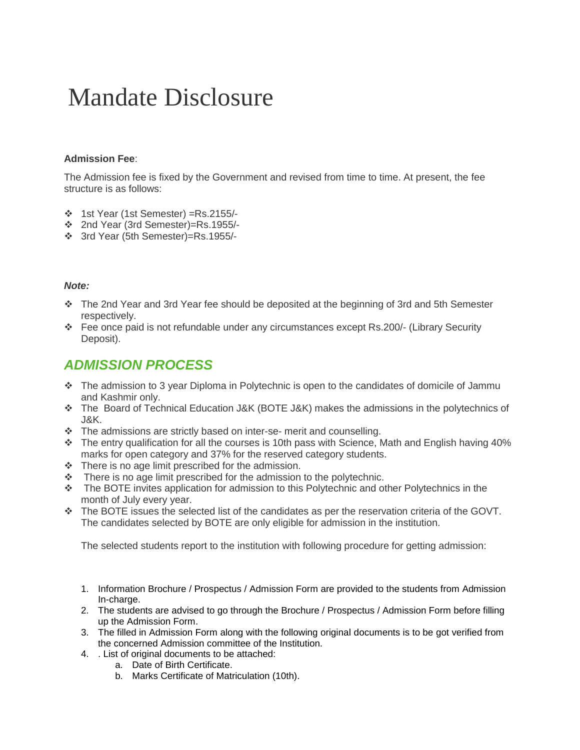# Mandate Disclosure

**Admission Fee**:

The Admission fee is fixed by the Government and revised from time to time. At present, the fee structure is as follows:

- 1st Year (1st Semester) =Rs.2155/-
- 2nd Year (3rd Semester)=Rs.1955/-
- 3rd Year (5th Semester)=Rs.1955/-

***Note:***

- The 2nd Year and 3rd Year fee should be deposited at the beginning of 3rd and 5th Semester respectively.
- Fee once paid is not refundable under any circumstances except Rs.200/- (Library Security Deposit).

## *ADMISSION PROCESS*

- The admission to 3 year Diploma in Polytechnic is open to the candidates of domicile of Jammu and Kashmir only.
- The Board of Technical Education J&K (BOTE J&K) makes the admissions in the polytechnics of J&K.
- The admissions are strictly based on inter-se- merit and counselling.
- The entry qualification for all the courses is 10th pass with Science, Math and English having 40% marks for open category and 37% for the reserved category students.
- There is no age limit prescribed for the admission.
- There is no age limit prescribed for the admission to the polytechnic.
- The BOTE invites application for admission to this Polytechnic and other Polytechnics in the month of July every year.
- The BOTE issues the selected list of the candidates as per the reservation criteria of the GOVT. The candidates selected by BOTE are only eligible for admission in the institution.

  The selected students report to the institution with following procedure for getting admission:

1. Information Brochure / Prospectus / Admission Form are provided to the students from Admission In-charge.
2. The students are advised to go through the Brochure / Prospectus / Admission Form before filling up the Admission Form.
3. The filled in Admission Form along with the following original documents is to be got verified from the concerned Admission committee of the Institution.
4. . List of original documents to be attached:
   a. Date of Birth Certificate.
   b. Marks Certificate of Matriculation (10th).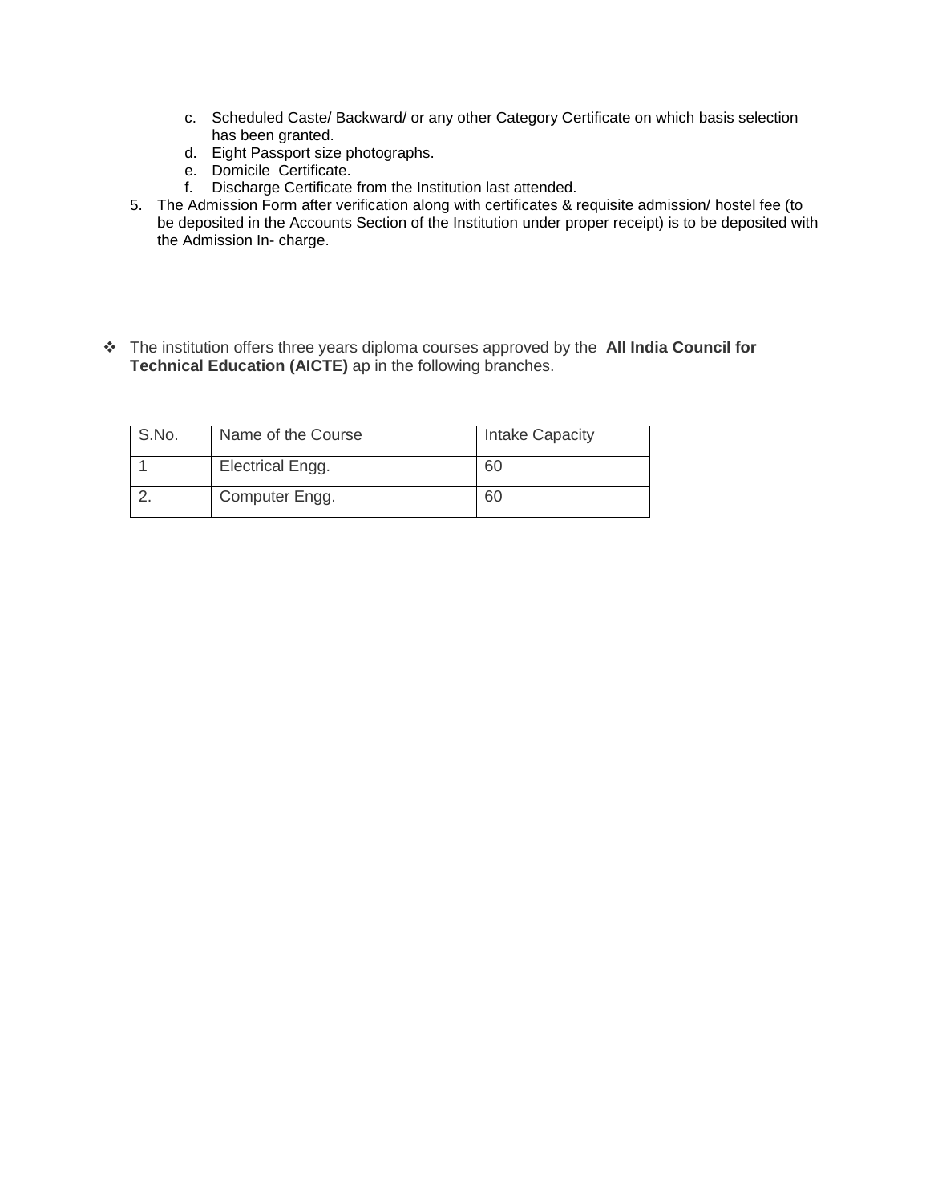c. Scheduled Caste/ Backward/ or any other Category Certificate on which basis selection has been granted.
d. Eight Passport size photographs.
e. Domicile Certificate.
f. Discharge Certificate from the Institution last attended.

5. The Admission Form after verification along with certificates & requisite admission/ hostel fee (to be deposited in the Accounts Section of the Institution under proper receipt) is to be deposited with the Admission In- charge.

- The institution offers three years diploma courses approved by the **All India Council for Technical Education (AICTE)** ap in the following branches.

| S.No. | Name of the Course | Intake Capacity |
|---|---|---|
| 1 | Electrical Engg. | 60 |
| 2. | Computer Engg. | 60 |